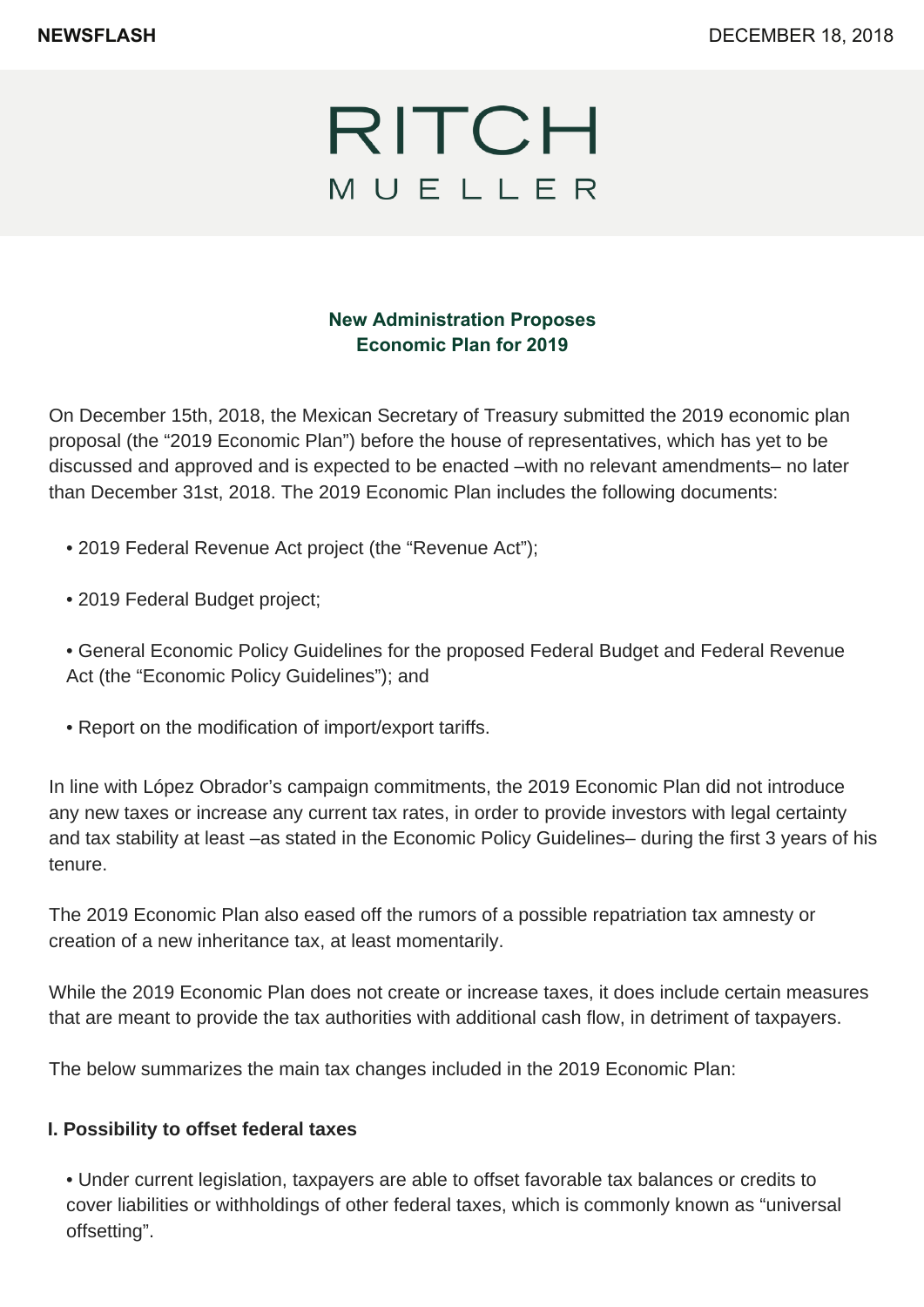NEWSFLASH

DECEMBER 18, 2018

RITCH MUELLER

## New Administration Proposes Economic Plan for 2019

On December 15th, 2018, the Mexican Secretary of Treasury submitted the 2019 economic plan proposal (the "2019 Economic Plan") before the house of representatives, which has yet to be discussed and approved and is expected to be enacted –with no relevant amendments– no later than December 31st, 2018. The 2019 Economic Plan includes the following documents:

- 2019 Federal Revenue Act project (the "Revenue Act");
- 2019 Federal Budget project;
- General Economic Policy Guidelines for the proposed Federal Budget and Federal Revenue Act (the "Economic Policy Guidelines"); and
- Report on the modification of import/export tariffs.

In line with López Obrador's campaign commitments, the 2019 Economic Plan did not introduce any new taxes or increase any current tax rates, in order to provide investors with legal certainty and tax stability at least –as stated in the Economic Policy Guidelines– during the first 3 years of his tenure.

The 2019 Economic Plan also eased off the rumors of a possible repatriation tax amnesty or creation of a new inheritance tax, at least momentarily.

While the 2019 Economic Plan does not create or increase taxes, it does include certain measures that are meant to provide the tax authorities with additional cash flow, in detriment of taxpayers.

The below summarizes the main tax changes included in the 2019 Economic Plan:

### I. Possibility to offset federal taxes

- Under current legislation, taxpayers are able to offset favorable tax balances or credits to cover liabilities or withholdings of other federal taxes, which is commonly known as "universal offsetting".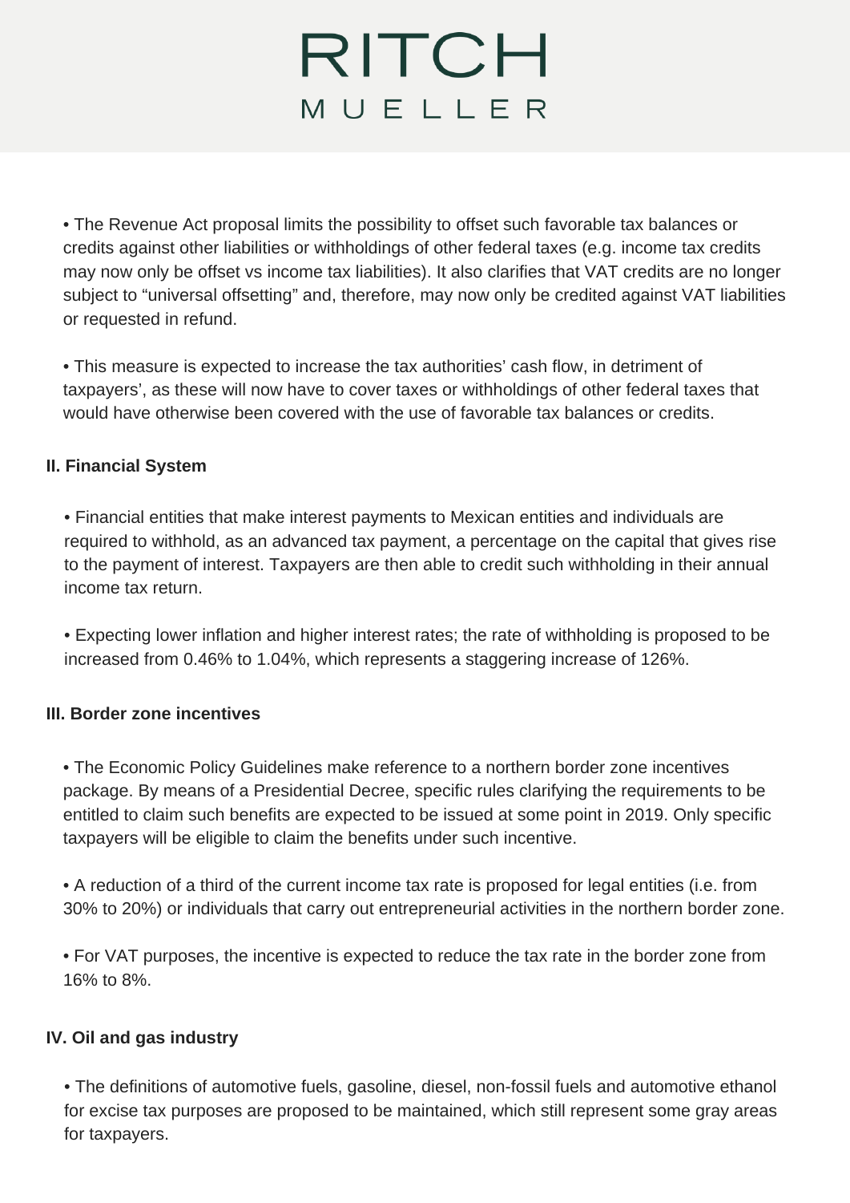- The Revenue Act proposal limits the possibility to offset such favorable tax balances or credits against other liabilities or withholdings of other federal taxes (e.g. income tax credits may now only be offset vs income tax liabilities). It also clarifies that VAT credits are no longer subject to "universal offsetting" and, therefore, may now only be credited against VAT liabilities or requested in refund.

- This measure is expected to increase the tax authorities' cash flow, in detriment of taxpayers', as these will now have to cover taxes or withholdings of other federal taxes that would have otherwise been covered with the use of favorable tax balances or credits.

**II. Financial System**

- Financial entities that make interest payments to Mexican entities and individuals are required to withhold, as an advanced tax payment, a percentage on the capital that gives rise to the payment of interest. Taxpayers are then able to credit such withholding in their annual income tax return.

- Expecting lower inflation and higher interest rates; the rate of withholding is proposed to be increased from 0.46% to 1.04%, which represents a staggering increase of 126%.

**III. Border zone incentives**

- The Economic Policy Guidelines make reference to a northern border zone incentives package. By means of a Presidential Decree, specific rules clarifying the requirements to be entitled to claim such benefits are expected to be issued at some point in 2019. Only specific taxpayers will be eligible to claim the benefits under such incentive.

- A reduction of a third of the current income tax rate is proposed for legal entities (i.e. from 30% to 20%) or individuals that carry out entrepreneurial activities in the northern border zone.

- For VAT purposes, the incentive is expected to reduce the tax rate in the border zone from 16% to 8%.

**IV. Oil and gas industry**

- The definitions of automotive fuels, gasoline, diesel, non-fossil fuels and automotive ethanol for excise tax purposes are proposed to be maintained, which still represent some gray areas for taxpayers.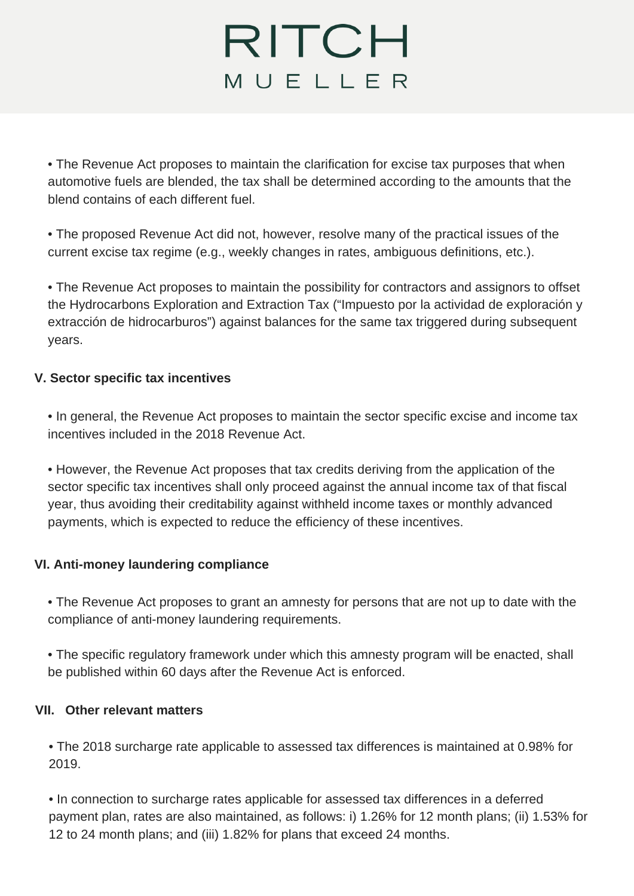- The Revenue Act proposes to maintain the clarification for excise tax purposes that when automotive fuels are blended, the tax shall be determined according to the amounts that the blend contains of each different fuel.

- The proposed Revenue Act did not, however, resolve many of the practical issues of the current excise tax regime (e.g., weekly changes in rates, ambiguous definitions, etc.).

- The Revenue Act proposes to maintain the possibility for contractors and assignors to offset the Hydrocarbons Exploration and Extraction Tax ("Impuesto por la actividad de exploración y extracción de hidrocarburos") against balances for the same tax triggered during subsequent years.

## V. Sector specific tax incentives

- In general, the Revenue Act proposes to maintain the sector specific excise and income tax incentives included in the 2018 Revenue Act.

- However, the Revenue Act proposes that tax credits deriving from the application of the sector specific tax incentives shall only proceed against the annual income tax of that fiscal year, thus avoiding their creditability against withheld income taxes or monthly advanced payments, which is expected to reduce the efficiency of these incentives.

## VI. Anti-money laundering compliance

- The Revenue Act proposes to grant an amnesty for persons that are not up to date with the compliance of anti-money laundering requirements.

- The specific regulatory framework under which this amnesty program will be enacted, shall be published within 60 days after the Revenue Act is enforced.

## VII. Other relevant matters

- The 2018 surcharge rate applicable to assessed tax differences is maintained at 0.98% for 2019.

- In connection to surcharge rates applicable for assessed tax differences in a deferred payment plan, rates are also maintained, as follows: i) 1.26% for 12 month plans; (ii) 1.53% for 12 to 24 month plans; and (iii) 1.82% for plans that exceed 24 months.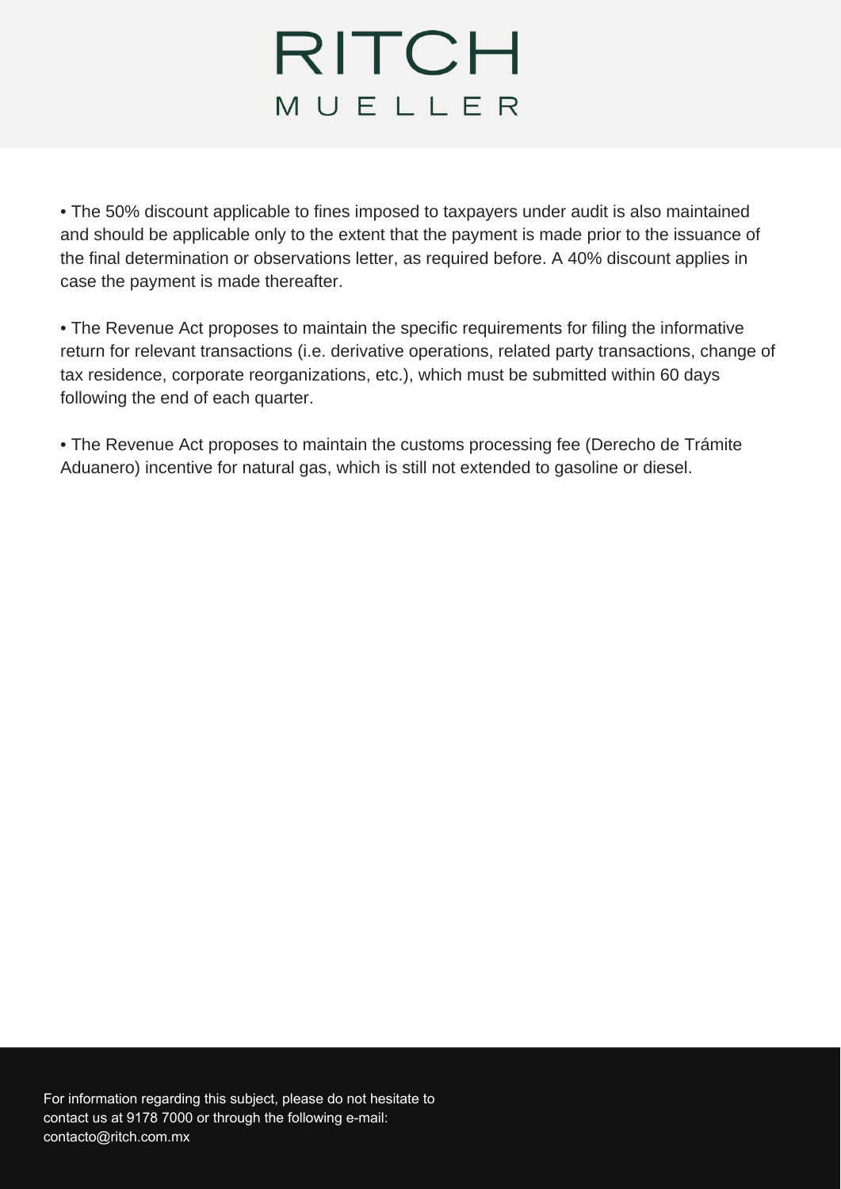- The 50% discount applicable to fines imposed to taxpayers under audit is also maintained and should be applicable only to the extent that the payment is made prior to the issuance of the final determination or observations letter, as required before. A 40% discount applies in case the payment is made thereafter.

- The Revenue Act proposes to maintain the specific requirements for filing the informative return for relevant transactions (i.e. derivative operations, related party transactions, change of tax residence, corporate reorganizations, etc.), which must be submitted within 60 days following the end of each quarter.

- The Revenue Act proposes to maintain the customs processing fee (Derecho de Trámite Aduanero) incentive for natural gas, which is still not extended to gasoline or diesel.

For information regarding this subject, please do not hesitate to contact us at 9178 7000 or through the following e-mail: contacto@ritch.com.mx